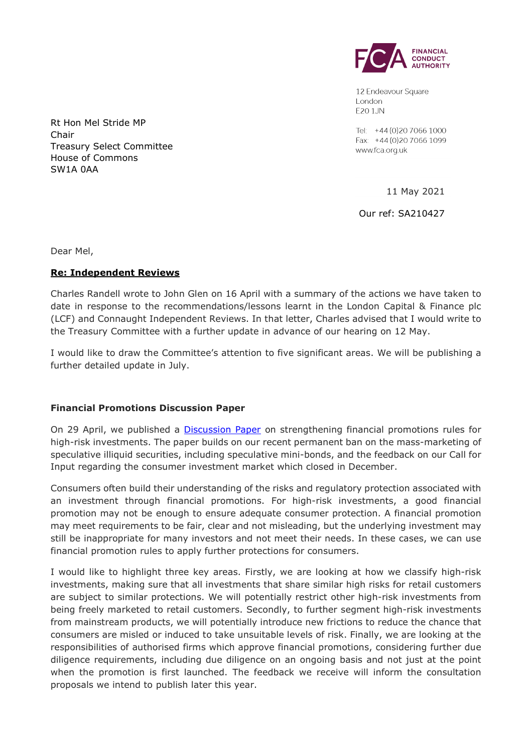FINANCIAL CONDUCT AUTHORITY

12 Endeavour Square
London
E20 1JN

Tel: +44 (0)20 7066 1000
Fax: +44 (0)20 7066 1099
www.fca.org.uk

Rt Hon Mel Stride MP
Chair
Treasury Select Committee
House of Commons
SW1A 0AA

11 May 2021

Our ref: SA210427

Dear Mel,

**Re: Independent Reviews**

Charles Randell wrote to John Glen on 16 April with a summary of the actions we have taken to date in response to the recommendations/lessons learnt in the London Capital & Finance plc (LCF) and Connaught Independent Reviews. In that letter, Charles advised that I would write to the Treasury Committee with a further update in advance of our hearing on 12 May.

I would like to draw the Committee's attention to five significant areas. We will be publishing a further detailed update in July.

**Financial Promotions Discussion Paper**

On 29 April, we published a Discussion Paper on strengthening financial promotions rules for high-risk investments. The paper builds on our recent permanent ban on the mass-marketing of speculative illiquid securities, including speculative mini-bonds, and the feedback on our Call for Input regarding the consumer investment market which closed in December.

Consumers often build their understanding of the risks and regulatory protection associated with an investment through financial promotions. For high-risk investments, a good financial promotion may not be enough to ensure adequate consumer protection. A financial promotion may meet requirements to be fair, clear and not misleading, but the underlying investment may still be inappropriate for many investors and not meet their needs. In these cases, we can use financial promotion rules to apply further protections for consumers.

I would like to highlight three key areas. Firstly, we are looking at how we classify high-risk investments, making sure that all investments that share similar high risks for retail customers are subject to similar protections. We will potentially restrict other high-risk investments from being freely marketed to retail customers. Secondly, to further segment high-risk investments from mainstream products, we will potentially introduce new frictions to reduce the chance that consumers are misled or induced to take unsuitable levels of risk. Finally, we are looking at the responsibilities of authorised firms which approve financial promotions, considering further due diligence requirements, including due diligence on an ongoing basis and not just at the point when the promotion is first launched. The feedback we receive will inform the consultation proposals we intend to publish later this year.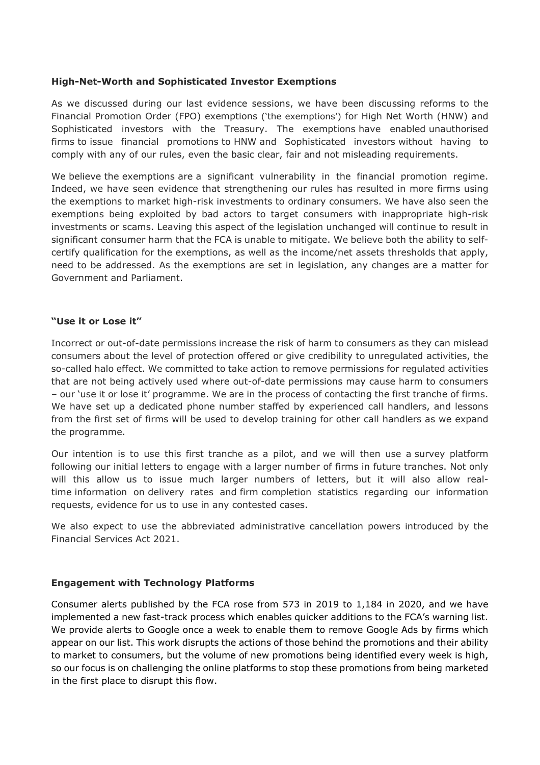### **High-Net-Worth and Sophisticated Investor Exemptions**

As we discussed during our last evidence sessions, we have been discussing reforms to the Financial Promotion Order (FPO) exemptions ('the exemptions') for High Net Worth (HNW) and Sophisticated investors with the Treasury. The exemptions have enabled unauthorised firms to issue financial promotions to HNW and Sophisticated investors without having to comply with any of our rules, even the basic clear, fair and not misleading requirements.

We believe the exemptions are a significant vulnerability in the financial promotion regime. Indeed, we have seen evidence that strengthening our rules has resulted in more firms using the exemptions to market high-risk investments to ordinary consumers. We have also seen the exemptions being exploited by bad actors to target consumers with inappropriate high-risk investments or scams. Leaving this aspect of the legislation unchanged will continue to result in significant consumer harm that the FCA is unable to mitigate. We believe both the ability to self-certify qualification for the exemptions, as well as the income/net assets thresholds that apply, need to be addressed. As the exemptions are set in legislation, any changes are a matter for Government and Parliament.

### **"Use it or Lose it"**

Incorrect or out-of-date permissions increase the risk of harm to consumers as they can mislead consumers about the level of protection offered or give credibility to unregulated activities, the so-called halo effect. We committed to take action to remove permissions for regulated activities that are not being actively used where out-of-date permissions may cause harm to consumers – our 'use it or lose it' programme. We are in the process of contacting the first tranche of firms. We have set up a dedicated phone number staffed by experienced call handlers, and lessons from the first set of firms will be used to develop training for other call handlers as we expand the programme.

Our intention is to use this first tranche as a pilot, and we will then use a survey platform following our initial letters to engage with a larger number of firms in future tranches. Not only will this allow us to issue much larger numbers of letters, but it will also allow real-time information on delivery rates and firm completion statistics regarding our information requests, evidence for us to use in any contested cases.

We also expect to use the abbreviated administrative cancellation powers introduced by the Financial Services Act 2021.

### **Engagement with Technology Platforms**

Consumer alerts published by the FCA rose from 573 in 2019 to 1,184 in 2020, and we have implemented a new fast-track process which enables quicker additions to the FCA's warning list. We provide alerts to Google once a week to enable them to remove Google Ads by firms which appear on our list. This work disrupts the actions of those behind the promotions and their ability to market to consumers, but the volume of new promotions being identified every week is high, so our focus is on challenging the online platforms to stop these promotions from being marketed in the first place to disrupt this flow.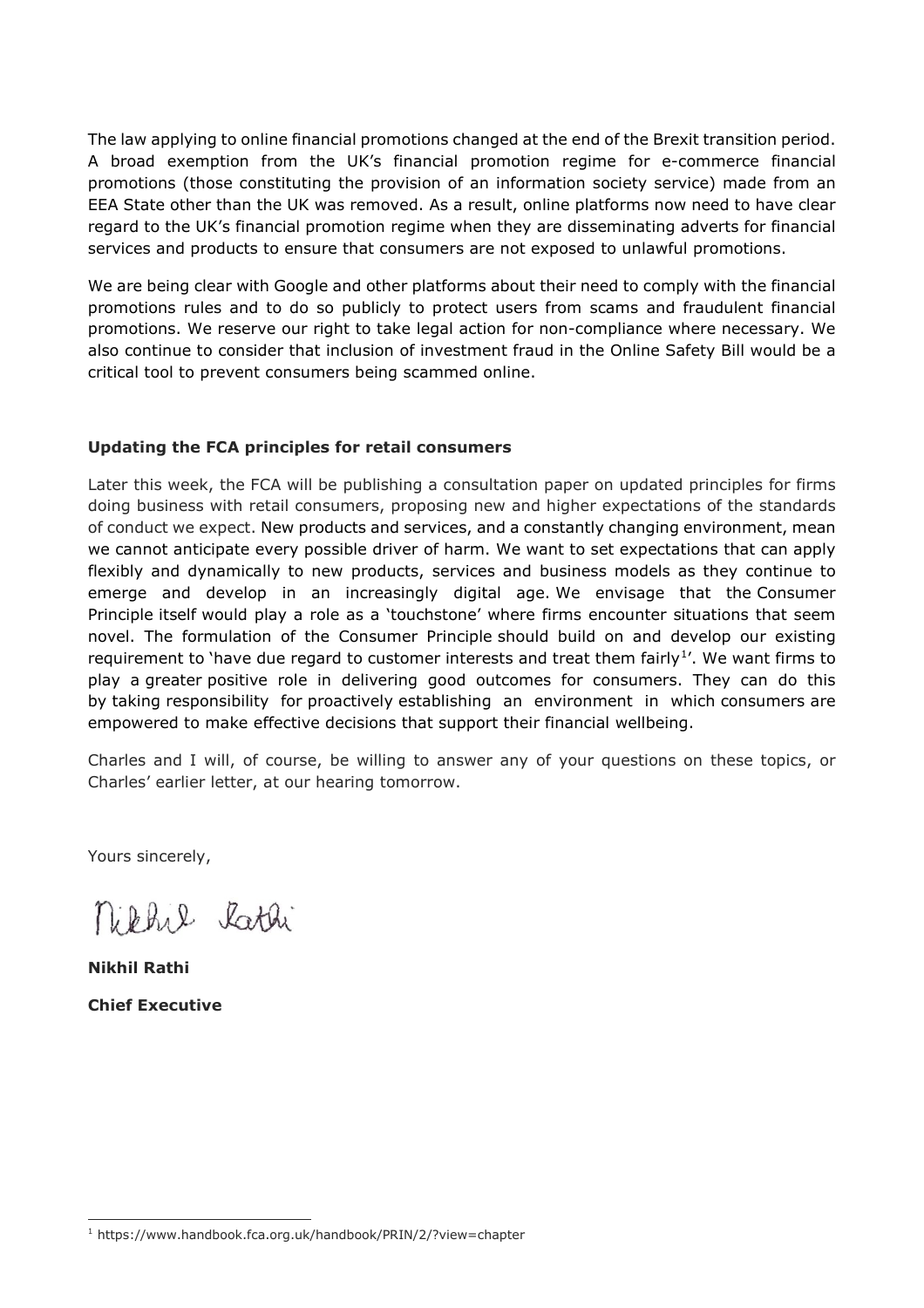The law applying to online financial promotions changed at the end of the Brexit transition period. A broad exemption from the UK's financial promotion regime for e-commerce financial promotions (those constituting the provision of an information society service) made from an EEA State other than the UK was removed. As a result, online platforms now need to have clear regard to the UK's financial promotion regime when they are disseminating adverts for financial services and products to ensure that consumers are not exposed to unlawful promotions.

We are being clear with Google and other platforms about their need to comply with the financial promotions rules and to do so publicly to protect users from scams and fraudulent financial promotions. We reserve our right to take legal action for non-compliance where necessary. We also continue to consider that inclusion of investment fraud in the Online Safety Bill would be a critical tool to prevent consumers being scammed online.

**Updating the FCA principles for retail consumers**

Later this week, the FCA will be publishing a consultation paper on updated principles for firms doing business with retail consumers, proposing new and higher expectations of the standards of conduct we expect. New products and services, and a constantly changing environment, mean we cannot anticipate every possible driver of harm. We want to set expectations that can apply flexibly and dynamically to new products, services and business models as they continue to emerge and develop in an increasingly digital age. We envisage that the Consumer Principle itself would play a role as a 'touchstone' where firms encounter situations that seem novel. The formulation of the Consumer Principle should build on and develop our existing requirement to 'have due regard to customer interests and treat them fairly[1]'. We want firms to play a greater positive role in delivering good outcomes for consumers. They can do this by taking responsibility for proactively establishing an environment in which consumers are empowered to make effective decisions that support their financial wellbeing.

Charles and I will, of course, be willing to answer any of your questions on these topics, or Charles' earlier letter, at our hearing tomorrow.

Yours sincerely,

Nikhil Rathi

**Nikhil Rathi**

**Chief Executive**

[1] https://www.handbook.fca.org.uk/handbook/PRIN/2/?view=chapter